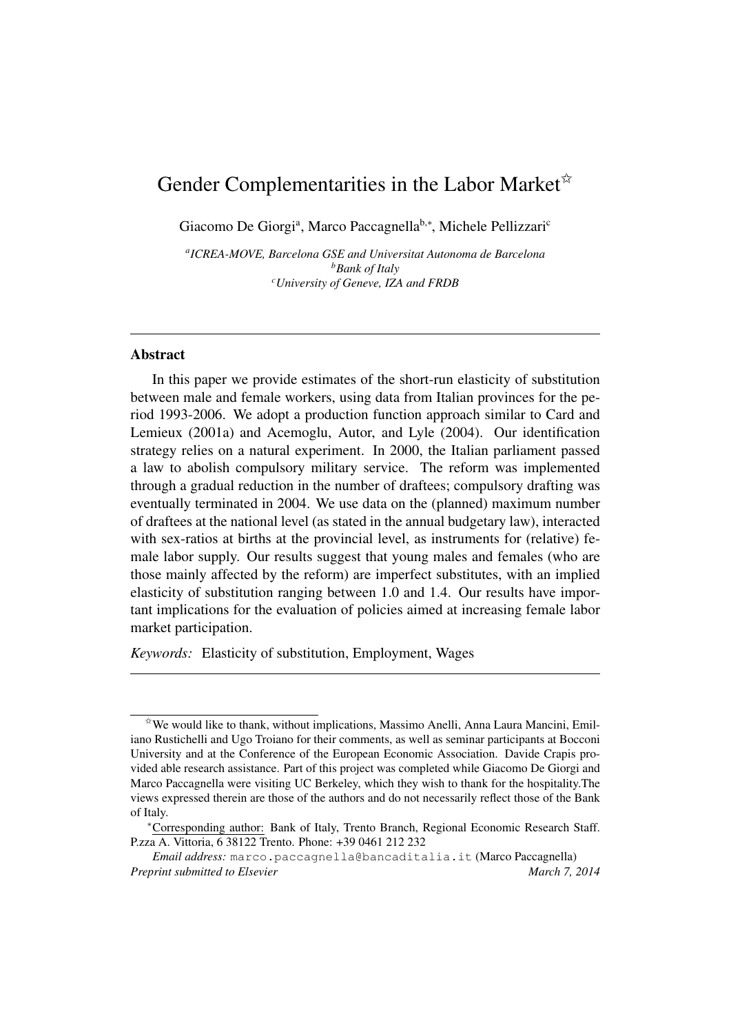# Gender Complementarities in the Labor Market[☆]

Giacomo De Giorgi[a], Marco Paccagnella[b,*], Michele Pellizzari[c]

*[a]ICREA-MOVE, Barcelona GSE and Universitat Autonoma de Barcelona*
*[b]Bank of Italy*
*[c]University of Geneve, IZA and FRDB*

---

## Abstract

In this paper we provide estimates of the short-run elasticity of substitution between male and female workers, using data from Italian provinces for the period 1993-2006. We adopt a production function approach similar to Card and Lemieux (2001a) and Acemoglu, Autor, and Lyle (2004). Our identification strategy relies on a natural experiment. In 2000, the Italian parliament passed a law to abolish compulsory military service. The reform was implemented through a gradual reduction in the number of draftees; compulsory drafting was eventually terminated in 2004. We use data on the (planned) maximum number of draftees at the national level (as stated in the annual budgetary law), interacted with sex-ratios at births at the provincial level, as instruments for (relative) female labor supply. Our results suggest that young males and females (who are those mainly affected by the reform) are imperfect substitutes, with an implied elasticity of substitution ranging between 1.0 and 1.4. Our results have important implications for the evaluation of policies aimed at increasing female labor market participation.

*Keywords:* Elasticity of substitution, Employment, Wages

---

[☆]We would like to thank, without implications, Massimo Anelli, Anna Laura Mancini, Emiliano Rustichelli and Ugo Troiano for their comments, as well as seminar participants at Bocconi University and at the Conference of the European Economic Association. Davide Crapis provided able research assistance. Part of this project was completed while Giacomo De Giorgi and Marco Paccagnella were visiting UC Berkeley, which they wish to thank for the hospitality.The views expressed therein are those of the authors and do not necessarily reflect those of the Bank of Italy.

[*]Corresponding author: Bank of Italy, Trento Branch, Regional Economic Research Staff. P.zza A. Vittoria, 6 38122 Trento. Phone: +39 0461 212 232

*Email address:* marco.paccagnella@bancaditalia.it (Marco Paccagnella)

*Preprint submitted to Elsevier* *March 7, 2014*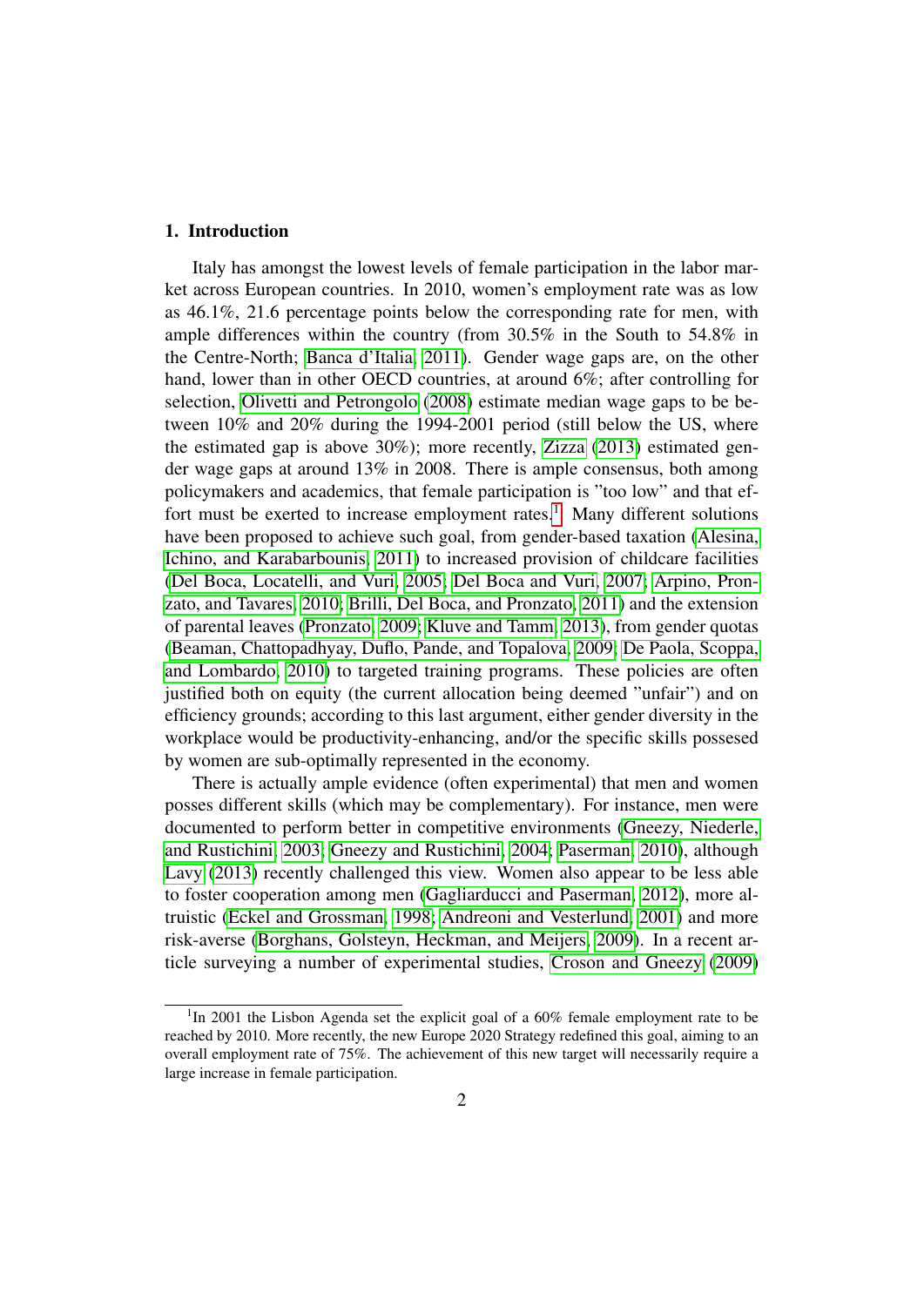## 1. Introduction

Italy has amongst the lowest levels of female participation in the labor market across European countries. In 2010, women's employment rate was as low as 46.1%, 21.6 percentage points below the corresponding rate for men, with ample differences within the country (from 30.5% in the South to 54.8% in the Centre-North; Banca d'Italia, 2011). Gender wage gaps are, on the other hand, lower than in other OECD countries, at around 6%; after controlling for selection, Olivetti and Petrongolo (2008) estimate median wage gaps to be between 10% and 20% during the 1994-2001 period (still below the US, where the estimated gap is above 30%); more recently, Zizza (2013) estimated gender wage gaps at around 13% in 2008. There is ample consensus, both among policymakers and academics, that female participation is "too low" and that effort must be exerted to increase employment rates.[1] Many different solutions have been proposed to achieve such goal, from gender-based taxation (Alesina, Ichino, and Karabarbounis, 2011) to increased provision of childcare facilities (Del Boca, Locatelli, and Vuri, 2005; Del Boca and Vuri, 2007; Arpino, Pronzato, and Tavares, 2010; Brilli, Del Boca, and Pronzato, 2011) and the extension of parental leaves (Pronzato, 2009; Kluve and Tamm, 2013), from gender quotas (Beaman, Chattopadhyay, Duflo, Pande, and Topalova, 2009; De Paola, Scoppa, and Lombardo, 2010) to targeted training programs. These policies are often justified both on equity (the current allocation being deemed "unfair") and on efficiency grounds; according to this last argument, either gender diversity in the workplace would be productivity-enhancing, and/or the specific skills possesed by women are sub-optimally represented in the economy.

There is actually ample evidence (often experimental) that men and women posses different skills (which may be complementary). For instance, men were documented to perform better in competitive environments (Gneezy, Niederle, and Rustichini, 2003; Gneezy and Rustichini, 2004; Paserman, 2010), although Lavy (2013) recently challenged this view. Women also appear to be less able to foster cooperation among men (Gagliarducci and Paserman, 2012), more altruistic (Eckel and Grossman, 1998; Andreoni and Vesterlund, 2001) and more risk-averse (Borghans, Golsteyn, Heckman, and Meijers, 2009). In a recent article surveying a number of experimental studies, Croson and Gneezy (2009)

[1] In 2001 the Lisbon Agenda set the explicit goal of a 60% female employment rate to be reached by 2010. More recently, the new Europe 2020 Strategy redefined this goal, aiming to an overall employment rate of 75%. The achievement of this new target will necessarily require a large increase in female participation.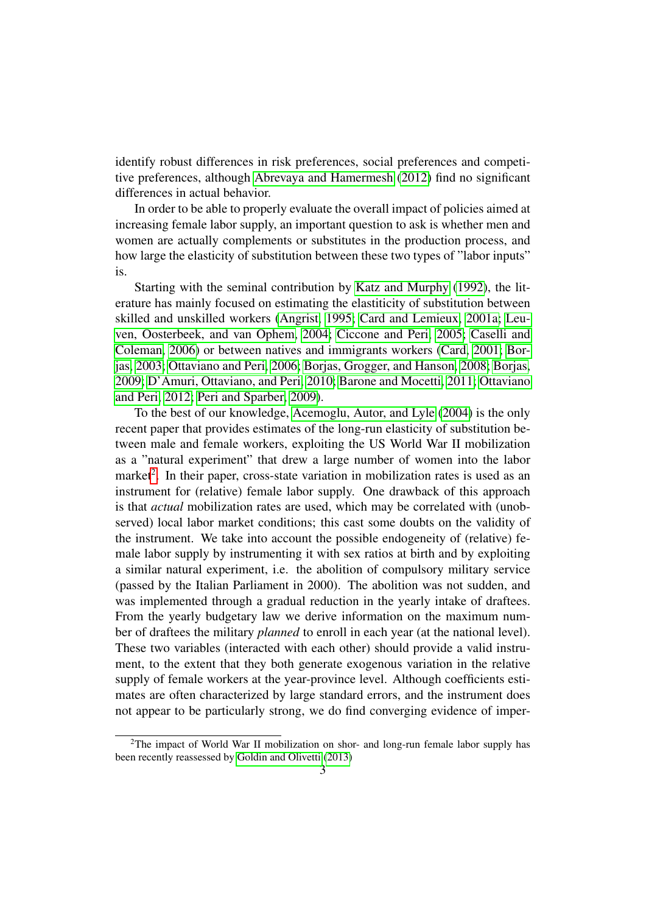identify robust differences in risk preferences, social preferences and competitive preferences, although Abrevaya and Hamermesh (2012) find no significant differences in actual behavior.

In order to be able to properly evaluate the overall impact of policies aimed at increasing female labor supply, an important question to ask is whether men and women are actually complements or substitutes in the production process, and how large the elasticity of substitution between these two types of "labor inputs" is.

Starting with the seminal contribution by Katz and Murphy (1992), the literature has mainly focused on estimating the elastiticity of substitution between skilled and unskilled workers (Angrist, 1995; Card and Lemieux, 2001a; Leuven, Oosterbeek, and van Ophem, 2004; Ciccone and Peri, 2005; Caselli and Coleman, 2006) or between natives and immigrants workers (Card, 2001; Borjas, 2003; Ottaviano and Peri, 2006; Borjas, Grogger, and Hanson, 2008; Borjas, 2009; D'Amuri, Ottaviano, and Peri, 2010; Barone and Mocetti, 2011; Ottaviano and Peri, 2012; Peri and Sparber, 2009).

To the best of our knowledge, Acemoglu, Autor, and Lyle (2004) is the only recent paper that provides estimates of the long-run elasticity of substitution between male and female workers, exploiting the US World War II mobilization as a "natural experiment" that drew a large number of women into the labor market[2]. In their paper, cross-state variation in mobilization rates is used as an instrument for (relative) female labor supply. One drawback of this approach is that *actual* mobilization rates are used, which may be correlated with (unobserved) local labor market conditions; this cast some doubts on the validity of the instrument. We take into account the possible endogeneity of (relative) female labor supply by instrumenting it with sex ratios at birth and by exploiting a similar natural experiment, i.e. the abolition of compulsory military service (passed by the Italian Parliament in 2000). The abolition was not sudden, and was implemented through a gradual reduction in the yearly intake of draftees. From the yearly budgetary law we derive information on the maximum number of draftees the military *planned* to enroll in each year (at the national level). These two variables (interacted with each other) should provide a valid instrument, to the extent that they both generate exogenous variation in the relative supply of female workers at the year-province level. Although coefficients estimates are often characterized by large standard errors, and the instrument does not appear to be particularly strong, we do find converging evidence of imper-

[2]The impact of World War II mobilization on shor- and long-run female labor supply has been recently reassessed by Goldin and Olivetti (2013)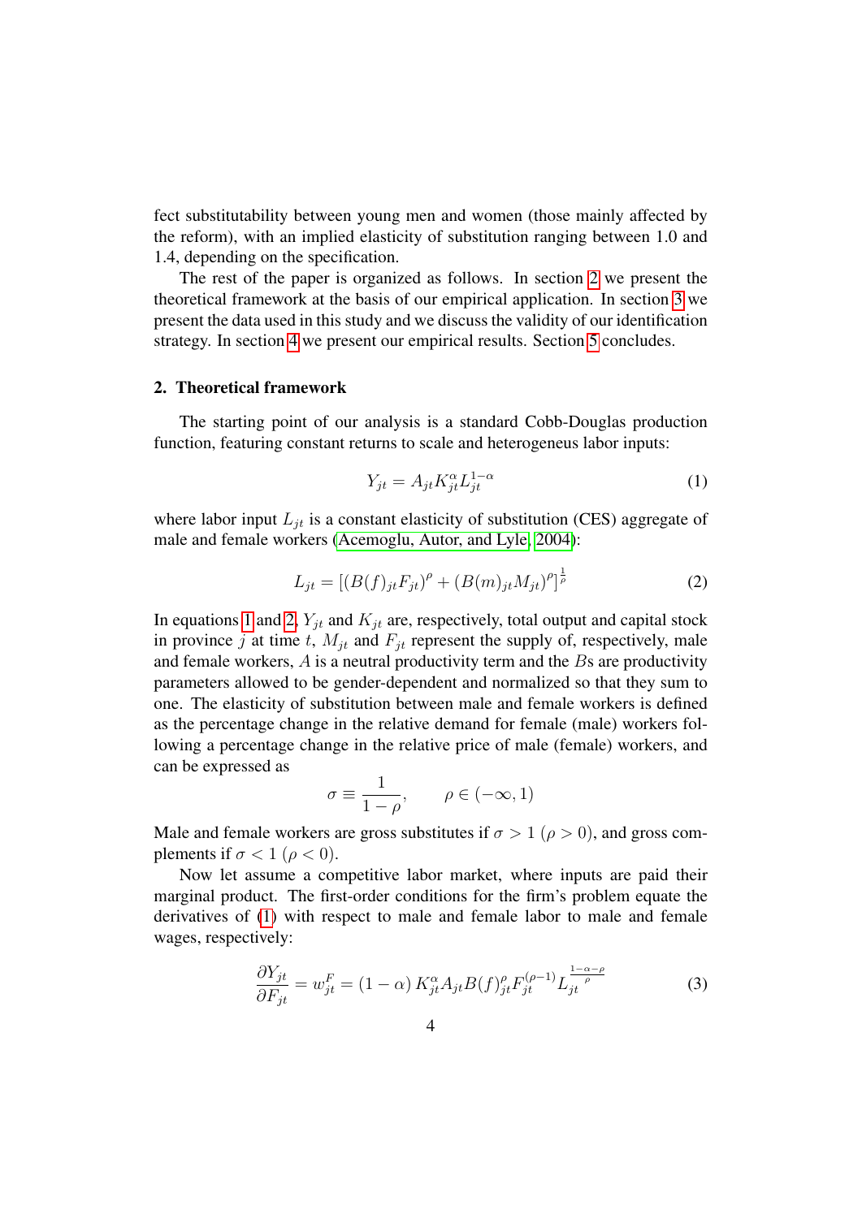fect substitutability between young men and women (those mainly affected by the reform), with an implied elasticity of substitution ranging between 1.0 and 1.4, depending on the specification.

The rest of the paper is organized as follows. In section 2 we present the theoretical framework at the basis of our empirical application. In section 3 we present the data used in this study and we discuss the validity of our identification strategy. In section 4 we present our empirical results. Section 5 concludes.

## 2. Theoretical framework

The starting point of our analysis is a standard Cobb-Douglas production function, featuring constant returns to scale and heterogeneus labor inputs:

$$Y_{jt} = A_{jt} K_{jt}^{\alpha} L_{jt}^{1-\alpha} \tag{1}$$

where labor input $L_{jt}$ is a constant elasticity of substitution (CES) aggregate of male and female workers (Acemoglu, Autor, and Lyle, 2004):

$$L_{jt} = [(B(f)_{jt} F_{jt})^{\rho} + (B(m)_{jt} M_{jt})^{\rho}]^{\frac{1}{\rho}} \tag{2}$$

In equations 1 and 2, $Y_{jt}$ and $K_{jt}$ are, respectively, total output and capital stock in province $j$ at time $t$, $M_{jt}$ and $F_{jt}$ represent the supply of, respectively, male and female workers, $A$ is a neutral productivity term and the $B$s are productivity parameters allowed to be gender-dependent and normalized so that they sum to one. The elasticity of substitution between male and female workers is defined as the percentage change in the relative demand for female (male) workers following a percentage change in the relative price of male (female) workers, and can be expressed as

$$\sigma \equiv \frac{1}{1-\rho}, \qquad \rho \in (-\infty, 1)$$

Male and female workers are gross substitutes if $\sigma > 1$ ($\rho > 0$), and gross complements if $\sigma < 1$ ($\rho < 0$).

Now let assume a competitive labor market, where inputs are paid their marginal product. The first-order conditions for the firm's problem equate the derivatives of (1) with respect to male and female labor to male and female wages, respectively:

$$\frac{\partial Y_{jt}}{\partial F_{jt}} = w_{jt}^{F} = (1-\alpha) K_{jt}^{\alpha} A_{jt} B(f)_{jt}^{\rho} F_{jt}^{(\rho-1)} L_{jt}^{\frac{1-\alpha-\rho}{\rho}} \tag{3}$$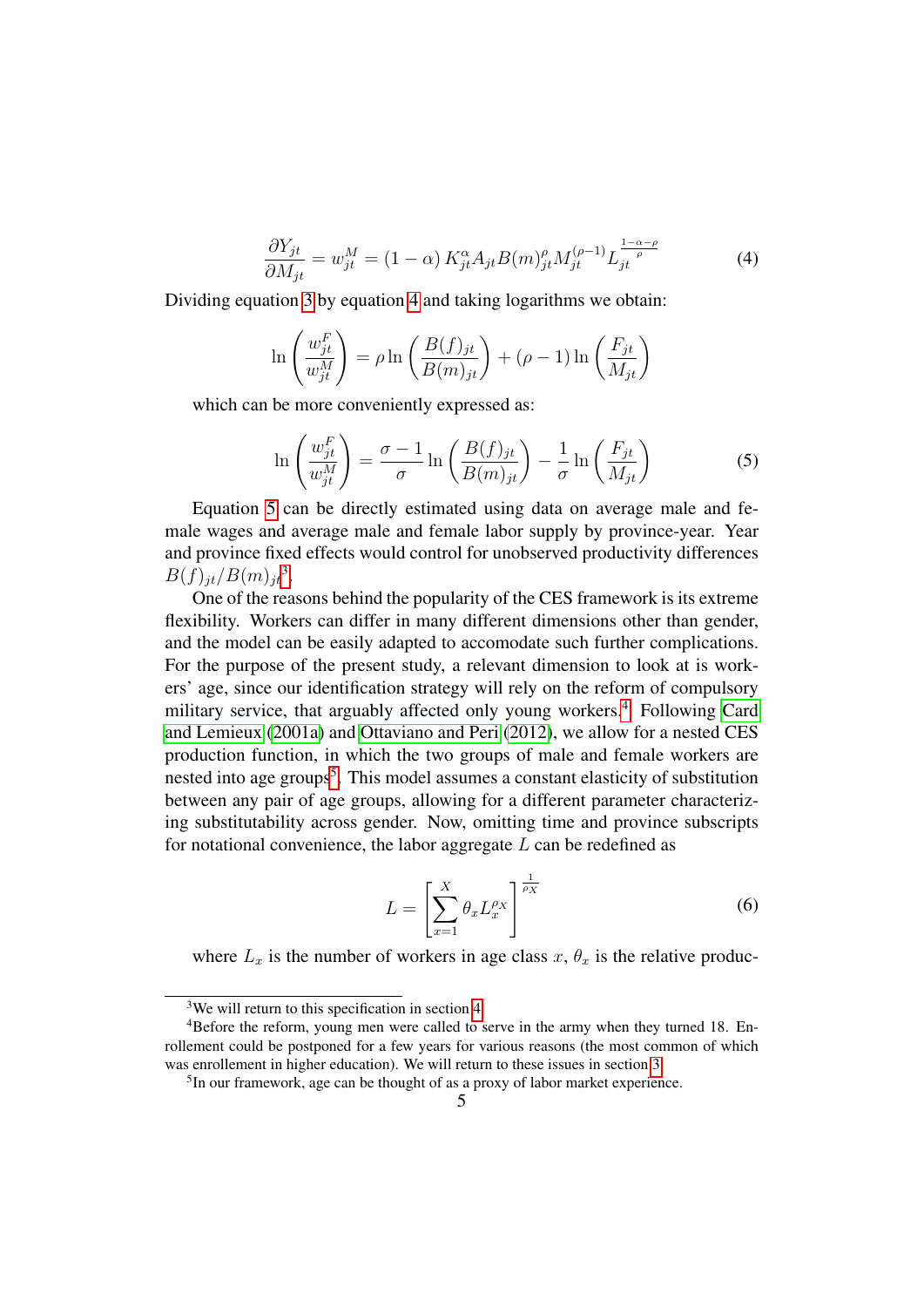$$\frac{\partial Y_{jt}}{\partial M_{jt}} = w_{jt}^M = (1-\alpha) K_{jt}^{\alpha} A_{jt} B(m)_{jt}^{\rho} M_{jt}^{(\rho-1)} L_{jt}^{\frac{1-\alpha-\rho}{\rho}} \tag{4}$$

Dividing equation 3 by equation 4 and taking logarithms we obtain:

$$\ln\left(\frac{w_{jt}^F}{w_{jt}^M}\right) = \rho \ln\left(\frac{B(f)_{jt}}{B(m)_{jt}}\right) + (\rho - 1)\ln\left(\frac{F_{jt}}{M_{jt}}\right)$$

which can be more conveniently expressed as:

$$\ln\left(\frac{w_{jt}^F}{w_{jt}^M}\right) = \frac{\sigma-1}{\sigma} \ln\left(\frac{B(f)_{jt}}{B(m)_{jt}}\right) - \frac{1}{\sigma}\ln\left(\frac{F_{jt}}{M_{jt}}\right) \tag{5}$$

Equation 5 can be directly estimated using data on average male and female wages and average male and female labor supply by province-year. Year and province fixed effects would control for unobserved productivity differences $B(f)_{jt}/B(m)_{jt}$[3].

One of the reasons behind the popularity of the CES framework is its extreme flexibility. Workers can differ in many different dimensions other than gender, and the model can be easily adapted to accomodate such further complications. For the purpose of the present study, a relevant dimension to look at is workers' age, since our identification strategy will rely on the reform of compulsory military service, that arguably affected only young workers.[4] Following Card and Lemieux (2001a) and Ottaviano and Peri (2012), we allow for a nested CES production function, in which the two groups of male and female workers are nested into age groups[5]. This model assumes a constant elasticity of substitution between any pair of age groups, allowing for a different parameter characterizing substitutability across gender. Now, omitting time and province subscripts for notational convenience, the labor aggregate $L$ can be redefined as

$$L = \left[\sum_{x=1}^{X} \theta_x L_x^{\rho_X}\right]^{\frac{1}{\rho_X}} \tag{6}$$

where $L_x$ is the number of workers in age class $x$, $\theta_x$ is the relative produc-

---

[3] We will return to this specification in section 4.

[4] Before the reform, young men were called to serve in the army when they turned 18. Enrollement could be postponed for a few years for various reasons (the most common of which was enrollement in higher education). We will return to these issues in section 3.

[5] In our framework, age can be thought of as a proxy of labor market experience.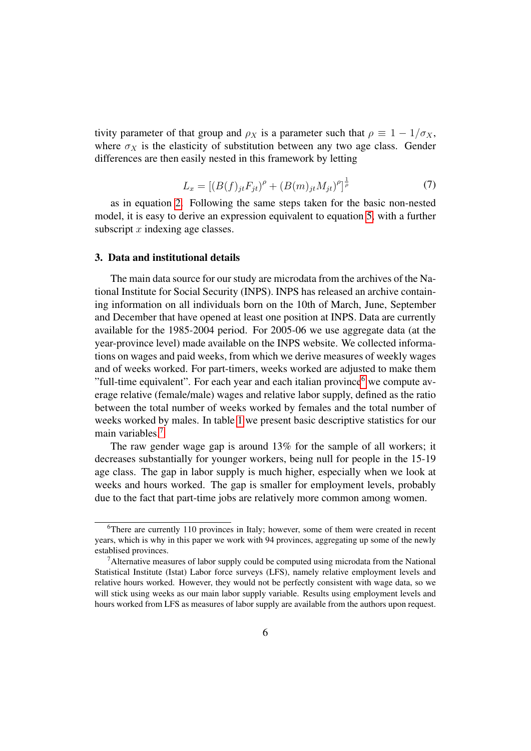tivity parameter of that group and $\rho_X$ is a parameter such that $\rho \equiv 1 - 1/\sigma_X$, where $\sigma_X$ is the elasticity of substitution between any two age class. Gender differences are then easily nested in this framework by letting

$$L_x = [(B(f)_{jt}F_{jt})^\rho + (B(m)_{jt}M_{jt})^\rho]^{\frac{1}{\rho}} \tag{7}$$

as in equation 2. Following the same steps taken for the basic non-nested model, it is easy to derive an expression equivalent to equation 5, with a further subscript $x$ indexing age classes.

### 3. Data and institutional details

The main data source for our study are microdata from the archives of the National Institute for Social Security (INPS). INPS has released an archive containing information on all individuals born on the 10th of March, June, September and December that have opened at least one position at INPS. Data are currently available for the 1985-2004 period. For 2005-06 we use aggregate data (at the year-province level) made available on the INPS website. We collected informations on wages and paid weeks, from which we derive measures of weekly wages and of weeks worked. For part-timers, weeks worked are adjusted to make them "full-time equivalent". For each year and each italian province[6] we compute average relative (female/male) wages and relative labor supply, defined as the ratio between the total number of weeks worked by females and the total number of weeks worked by males. In table 1 we present basic descriptive statistics for our main variables.[7]

The raw gender wage gap is around 13% for the sample of all workers; it decreases substantially for younger workers, being null for people in the 15-19 age class. The gap in labor supply is much higher, especially when we look at weeks and hours worked. The gap is smaller for employment levels, probably due to the fact that part-time jobs are relatively more common among women.

[6] There are currently 110 provinces in Italy; however, some of them were created in recent years, which is why in this paper we work with 94 provinces, aggregating up some of the newly established provinces.

[7] Alternative measures of labor supply could be computed using microdata from the National Statistical Institute (Istat) Labor force surveys (LFS), namely relative employment levels and relative hours worked. However, they would not be perfectly consistent with wage data, so we will stick using weeks as our main labor supply variable. Results using employment levels and hours worked from LFS as measures of labor supply are available from the authors upon request.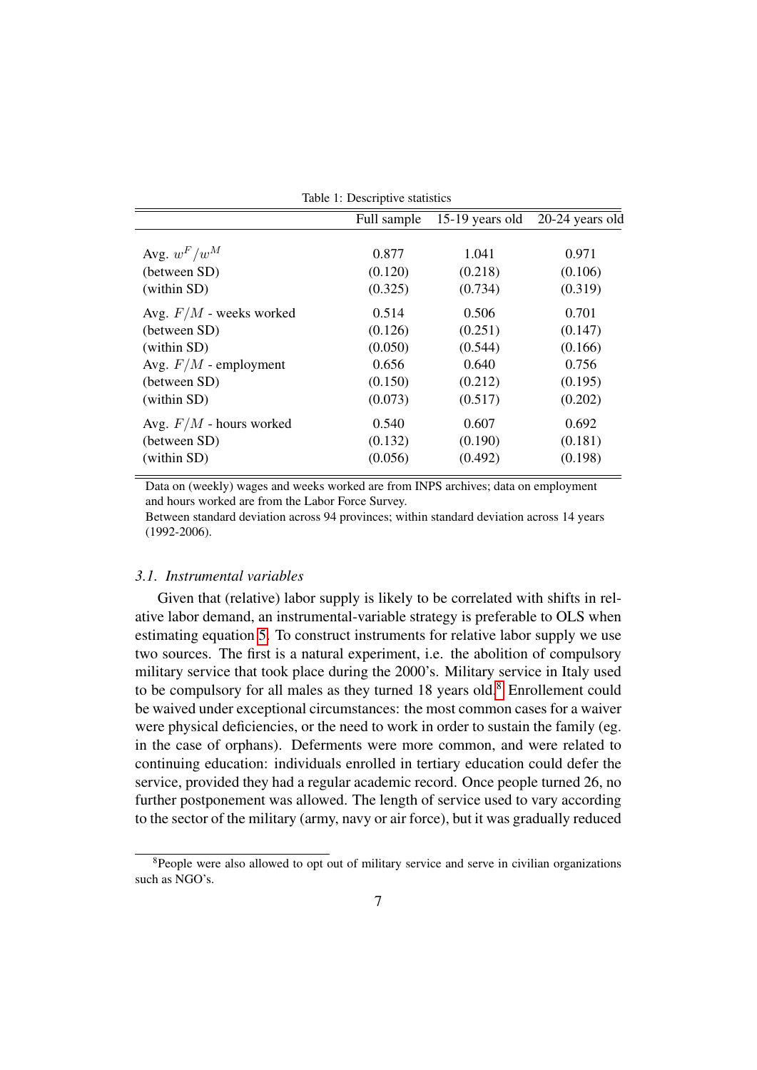Table 1: Descriptive statistics

| | Full sample | 15-19 years old | 20-24 years old |
|---|---|---|---|
| Avg. $w^F/w^M$ | 0.877 | 1.041 | 0.971 |
| (between SD) | (0.120) | (0.218) | (0.106) |
| (within SD) | (0.325) | (0.734) | (0.319) |
| Avg. $F/M$ - weeks worked | 0.514 | 0.506 | 0.701 |
| (between SD) | (0.126) | (0.251) | (0.147) |
| (within SD) | (0.050) | (0.544) | (0.166) |
| Avg. $F/M$ - employment | 0.656 | 0.640 | 0.756 |
| (between SD) | (0.150) | (0.212) | (0.195) |
| (within SD) | (0.073) | (0.517) | (0.202) |
| Avg. $F/M$ - hours worked | 0.540 | 0.607 | 0.692 |
| (between SD) | (0.132) | (0.190) | (0.181) |
| (within SD) | (0.056) | (0.492) | (0.198) |

Data on (weekly) wages and weeks worked are from INPS archives; data on employment and hours worked are from the Labor Force Survey.
Between standard deviation across 94 provinces; within standard deviation across 14 years (1992-2006).

### *3.1. Instrumental variables*

Given that (relative) labor supply is likely to be correlated with shifts in relative labor demand, an instrumental-variable strategy is preferable to OLS when estimating equation 5. To construct instruments for relative labor supply we use two sources. The first is a natural experiment, i.e. the abolition of compulsory military service that took place during the 2000's. Military service in Italy used to be compulsory for all males as they turned 18 years old.[8] Enrollement could be waived under exceptional circumstances: the most common cases for a waiver were physical deficiencies, or the need to work in order to sustain the family (eg. in the case of orphans). Deferments were more common, and were related to continuing education: individuals enrolled in tertiary education could defer the service, provided they had a regular academic record. Once people turned 26, no further postponement was allowed. The length of service used to vary according to the sector of the military (army, navy or air force), but it was gradually reduced

[8] People were also allowed to opt out of military service and serve in civilian organizations such as NGO's.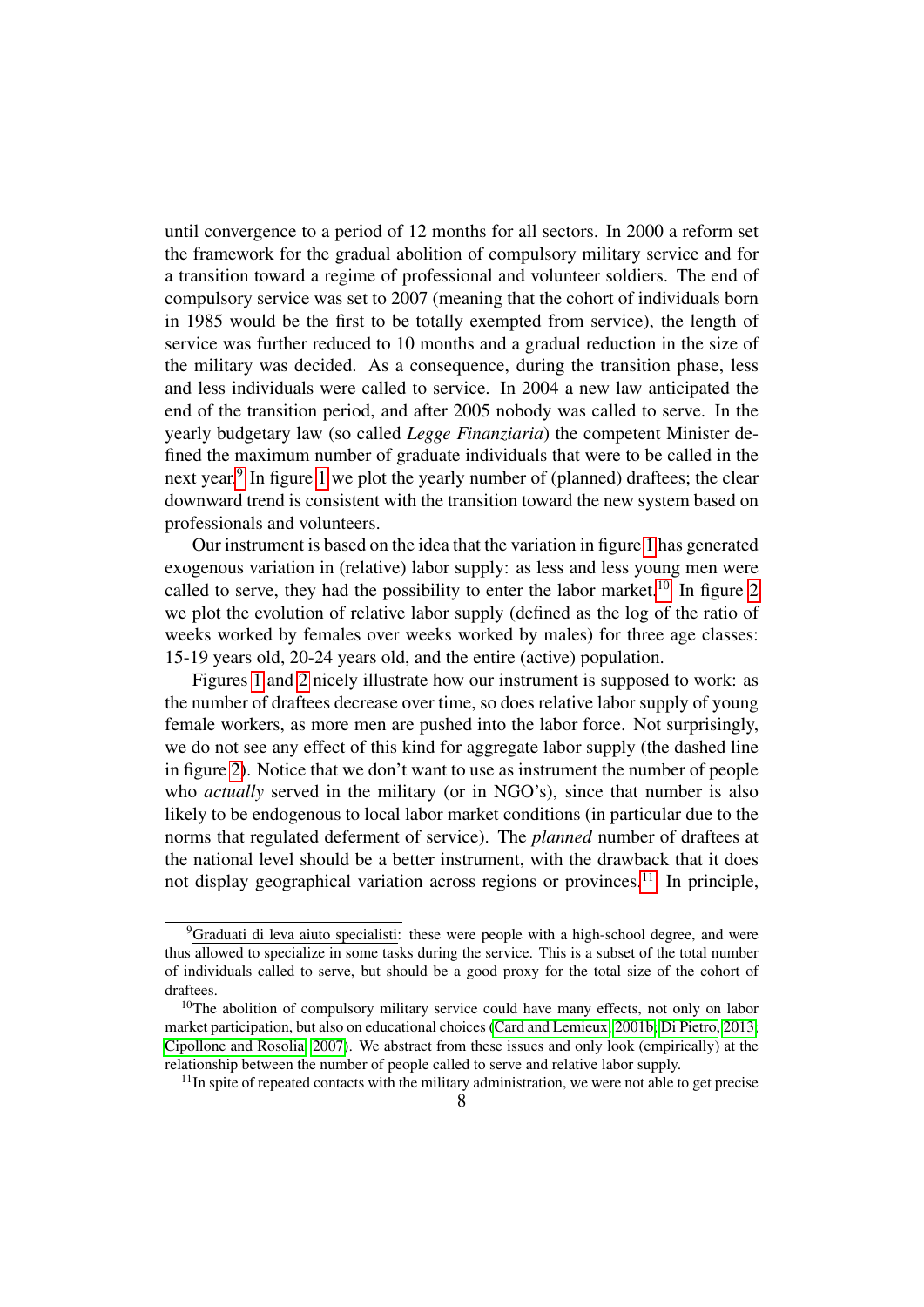until convergence to a period of 12 months for all sectors. In 2000 a reform set the framework for the gradual abolition of compulsory military service and for a transition toward a regime of professional and volunteer soldiers. The end of compulsory service was set to 2007 (meaning that the cohort of individuals born in 1985 would be the first to be totally exempted from service), the length of service was further reduced to 10 months and a gradual reduction in the size of the military was decided. As a consequence, during the transition phase, less and less individuals were called to service. In 2004 a new law anticipated the end of the transition period, and after 2005 nobody was called to serve. In the yearly budgetary law (so called *Legge Finanziaria*) the competent Minister defined the maximum number of graduate individuals that were to be called in the next year.[9] In figure 1 we plot the yearly number of (planned) draftees; the clear downward trend is consistent with the transition toward the new system based on professionals and volunteers.

Our instrument is based on the idea that the variation in figure 1 has generated exogenous variation in (relative) labor supply: as less and less young men were called to serve, they had the possibility to enter the labor market.[10] In figure 2 we plot the evolution of relative labor supply (defined as the log of the ratio of weeks worked by females over weeks worked by males) for three age classes: 15-19 years old, 20-24 years old, and the entire (active) population.

Figures 1 and 2 nicely illustrate how our instrument is supposed to work: as the number of draftees decrease over time, so does relative labor supply of young female workers, as more men are pushed into the labor force. Not surprisingly, we do not see any effect of this kind for aggregate labor supply (the dashed line in figure 2). Notice that we don't want to use as instrument the number of people who *actually* served in the military (or in NGO's), since that number is also likely to be endogenous to local labor market conditions (in particular due to the norms that regulated deferment of service). The *planned* number of draftees at the national level should be a better instrument, with the drawback that it does not display geographical variation across regions or provinces.[11] In principle,

[9] Graduati di leva aiuto specialisti: these were people with a high-school degree, and were thus allowed to specialize in some tasks during the service. This is a subset of the total number of individuals called to serve, but should be a good proxy for the total size of the cohort of draftees.

[10] The abolition of compulsory military service could have many effects, not only on labor market participation, but also on educational choices (Card and Lemieux, 2001b; Di Pietro, 2013; Cipollone and Rosolia, 2007). We abstract from these issues and only look (empirically) at the relationship between the number of people called to serve and relative labor supply.

[11] In spite of repeated contacts with the military administration, we were not able to get precise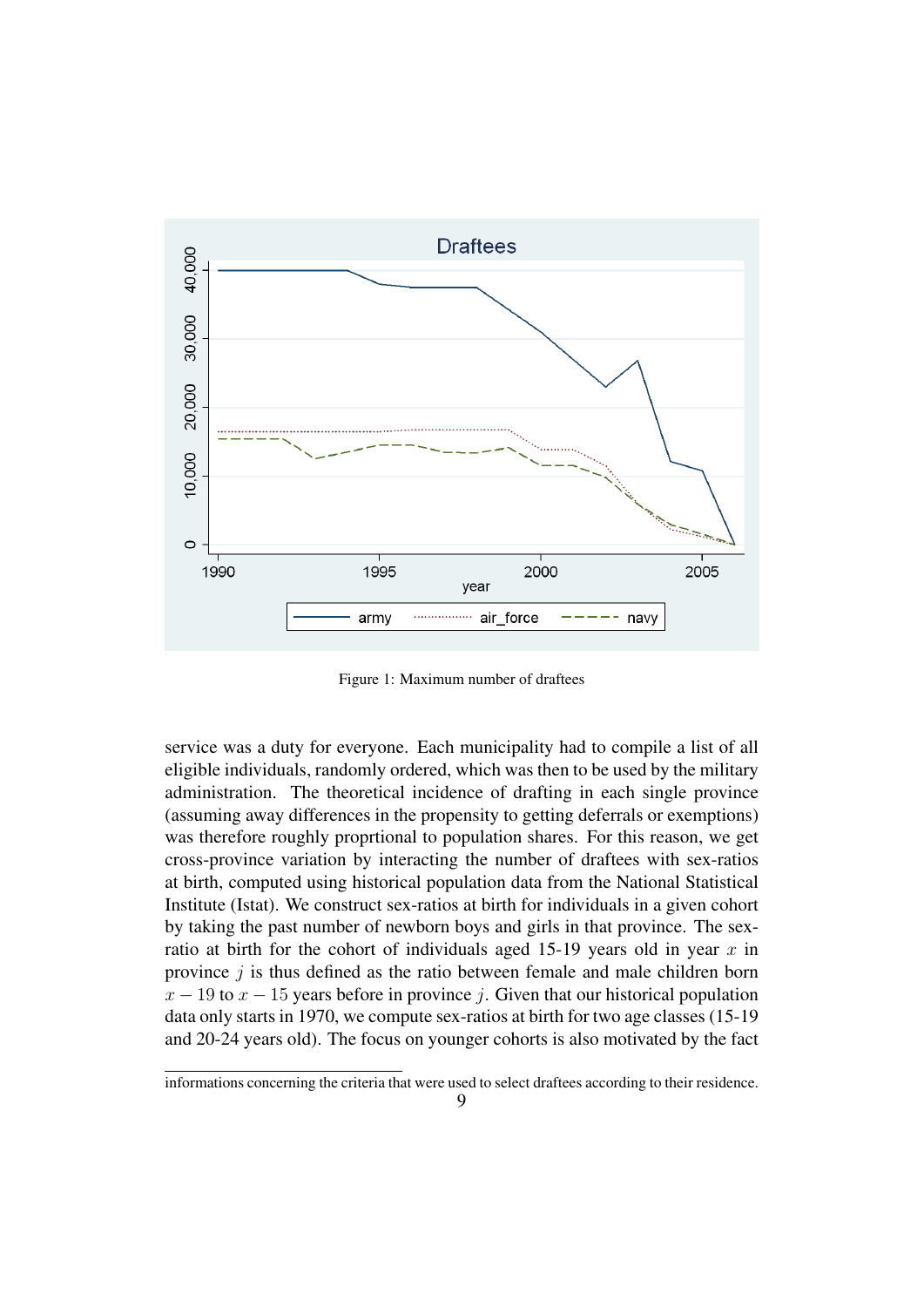Figure 1: Maximum number of draftees

service was a duty for everyone. Each municipality had to compile a list of all eligible individuals, randomly ordered, which was then to be used by the military administration. The theoretical incidence of drafting in each single province (assuming away differences in the propensity to getting deferrals or exemptions) was therefore roughly proprtional to population shares. For this reason, we get cross-province variation by interacting the number of draftees with sex-ratios at birth, computed using historical population data from the National Statistical Institute (Istat). We construct sex-ratios at birth for individuals in a given cohort by taking the past number of newborn boys and girls in that province. The sex-ratio at birth for the cohort of individuals aged 15-19 years old in year $x$ in province $j$ is thus defined as the ratio between female and male children born $x-19$ to $x-15$ years before in province $j$. Given that our historical population data only starts in 1970, we compute sex-ratios at birth for two age classes (15-19 and 20-24 years old). The focus on younger cohorts is also motivated by the fact

informations concerning the criteria that were used to select draftees according to their residence.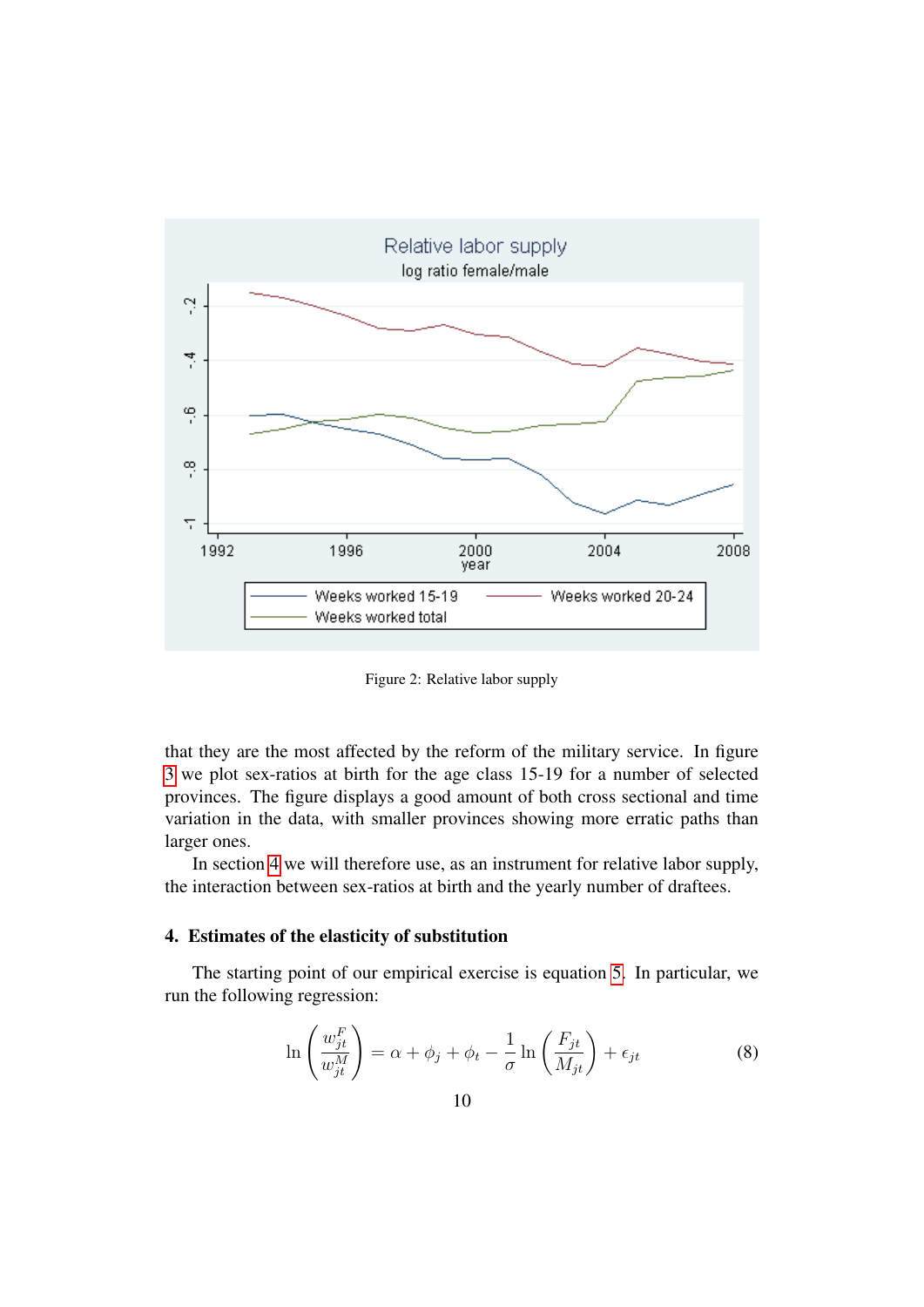Figure 2: Relative labor supply

that they are the most affected by the reform of the military service. In figure 3 we plot sex-ratios at birth for the age class 15-19 for a number of selected provinces. The figure displays a good amount of both cross sectional and time variation in the data, with smaller provinces showing more erratic paths than larger ones.

In section 4 we will therefore use, as an instrument for relative labor supply, the interaction between sex-ratios at birth and the yearly number of draftees.

## 4. Estimates of the elasticity of substitution

The starting point of our empirical exercise is equation 5. In particular, we run the following regression:

$$\ln\left(\frac{w_{jt}^F}{w_{jt}^M}\right) = \alpha + \phi_j + \phi_t - \frac{1}{\sigma}\ln\left(\frac{F_{jt}}{M_{jt}}\right) + \epsilon_{jt} \tag{8}$$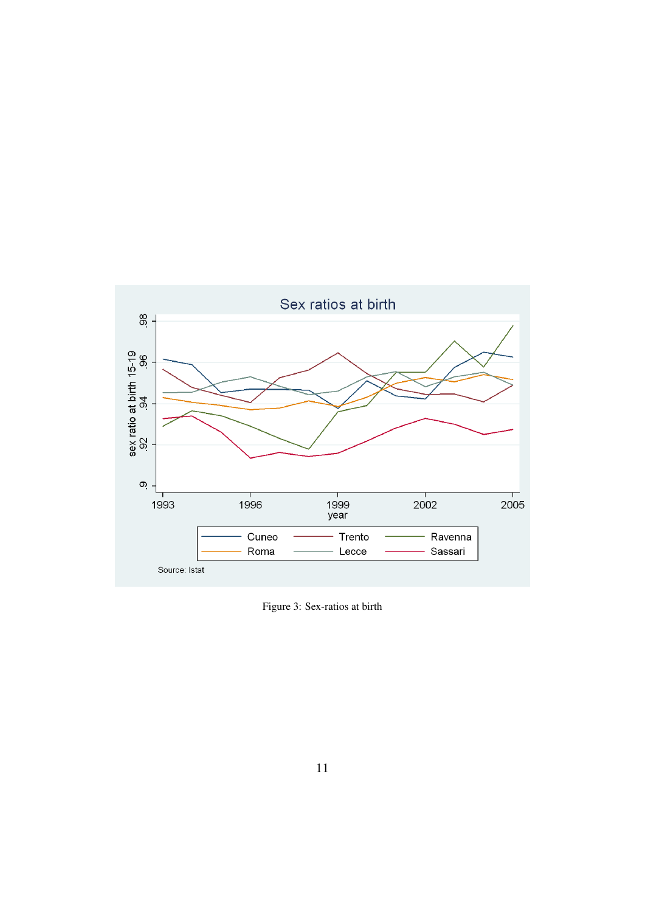Figure 3: Sex-ratios at birth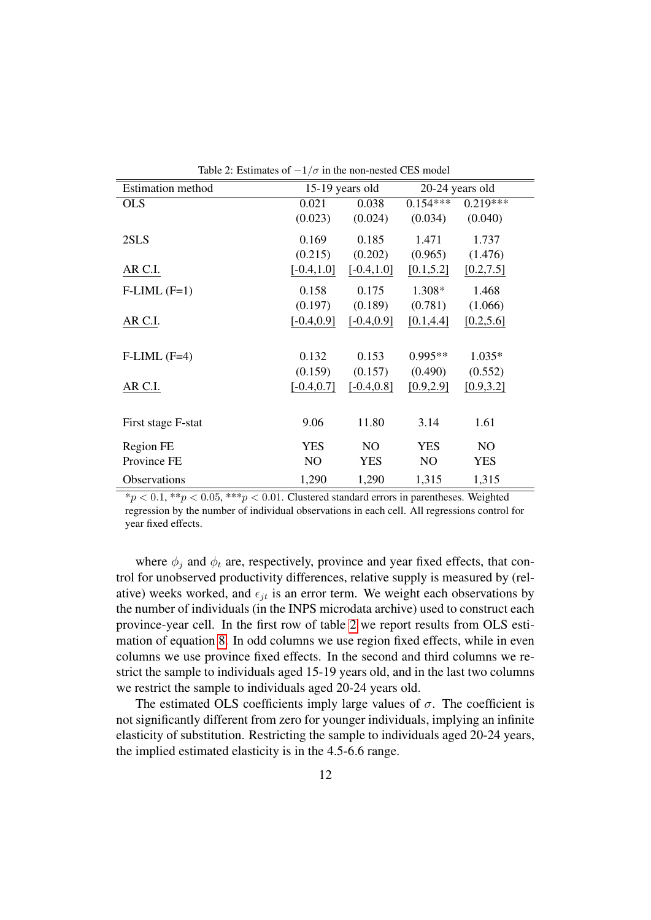Table 2: Estimates of $-1/\sigma$ in the non-nested CES model

| Estimation method | 15-19 years old | | 20-24 years old | |
|---|---|---|---|---|
| OLS | 0.021 | 0.038 | 0.154*** | 0.219*** |
| | (0.023) | (0.024) | (0.034) | (0.040) |
| 2SLS | 0.169 | 0.185 | 1.471 | 1.737 |
| | (0.215) | (0.202) | (0.965) | (1.476) |
| AR C.I. | [-0.4,1.0] | [-0.4,1.0] | [0.1,5.2] | [0.2,7.5] |
| F-LIML (F=1) | 0.158 | 0.175 | 1.308* | 1.468 |
| | (0.197) | (0.189) | (0.781) | (1.066) |
| AR C.I. | [-0.4,0.9] | [-0.4,0.9] | [0.1,4.4] | [0.2,5.6] |
| F-LIML (F=4) | 0.132 | 0.153 | 0.995** | 1.035* |
| | (0.159) | (0.157) | (0.490) | (0.552) |
| AR C.I. | [-0.4,0.7] | [-0.4,0.8] | [0.9,2.9] | [0.9,3.2] |
| First stage F-stat | 9.06 | 11.80 | 3.14 | 1.61 |
| Region FE | YES | NO | YES | NO |
| Province FE | NO | YES | NO | YES |
| Observations | 1,290 | 1,290 | 1,315 | 1,315 |

*$p < 0.1$, **$p < 0.05$, ***$p < 0.01$. Clustered standard errors in parentheses. Weighted regression by the number of individual observations in each cell. All regressions control for year fixed effects.

where $\phi_j$ and $\phi_t$ are, respectively, province and year fixed effects, that control for unobserved productivity differences, relative supply is measured by (relative) weeks worked, and $\epsilon_{jt}$ is an error term. We weight each observations by the number of individuals (in the INPS microdata archive) used to construct each province-year cell. In the first row of table 2 we report results from OLS estimation of equation 8. In odd columns we use region fixed effects, while in even columns we use province fixed effects. In the second and third columns we restrict the sample to individuals aged 15-19 years old, and in the last two columns we restrict the sample to individuals aged 20-24 years old.

The estimated OLS coefficients imply large values of $\sigma$. The coefficient is not significantly different from zero for younger individuals, implying an infinite elasticity of substitution. Restricting the sample to individuals aged 20-24 years, the implied estimated elasticity is in the 4.5-6.6 range.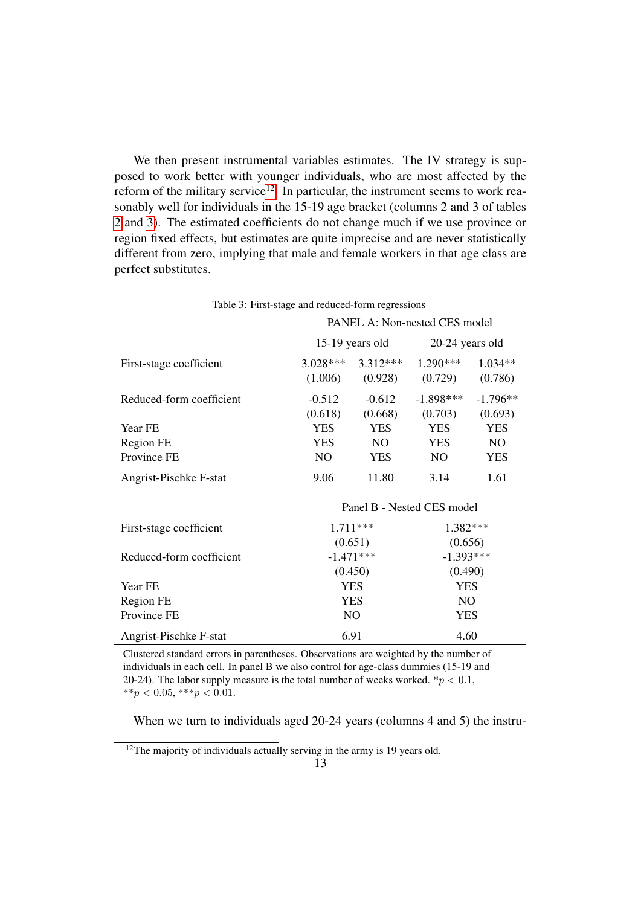We then present instrumental variables estimates. The IV strategy is supposed to work better with younger individuals, who are most affected by the reform of the military service[12]. In particular, the instrument seems to work reasonably well for individuals in the 15-19 age bracket (columns 2 and 3 of tables 2 and 3). The estimated coefficients do not change much if we use province or region fixed effects, but estimates are quite imprecise and are never statistically different from zero, implying that male and female workers in that age class are perfect substitutes.

Table 3: First-stage and reduced-form regressions

| | PANEL A: Non-nested CES model | | | |
|---|---|---|---|---|
| | 15-19 years old | | 20-24 years old | |
| First-stage coefficient | 3.028*** | 3.312*** | 1.290*** | 1.034** |
| | (1.006) | (0.928) | (0.729) | (0.786) |
| Reduced-form coefficient | -0.512 | -0.612 | -1.898*** | -1.796** |
| | (0.618) | (0.668) | (0.703) | (0.693) |
| Year FE | YES | YES | YES | YES |
| Region FE | YES | NO | YES | NO |
| Province FE | NO | YES | NO | YES |
| Angrist-Pischke F-stat | 9.06 | 11.80 | 3.14 | 1.61 |
| | Panel B - Nested CES model | | | |
| First-stage coefficient | 1.711*** | | 1.382*** | |
| | (0.651) | | (0.656) | |
| Reduced-form coefficient | -1.471*** | | -1.393*** | |
| | (0.450) | | (0.490) | |
| Year FE | YES | | YES | |
| Region FE | YES | | NO | |
| Province FE | NO | | YES | |
| Angrist-Pischke F-stat | 6.91 | | 4.60 | |

Clustered standard errors in parentheses. Observations are weighted by the number of individuals in each cell. In panel B we also control for age-class dummies (15-19 and 20-24). The labor supply measure is the total number of weeks worked. $*p < 0.1$, $**p < 0.05$, $***p < 0.01$.

When we turn to individuals aged 20-24 years (columns 4 and 5) the instru-

[12] The majority of individuals actually serving in the army is 19 years old.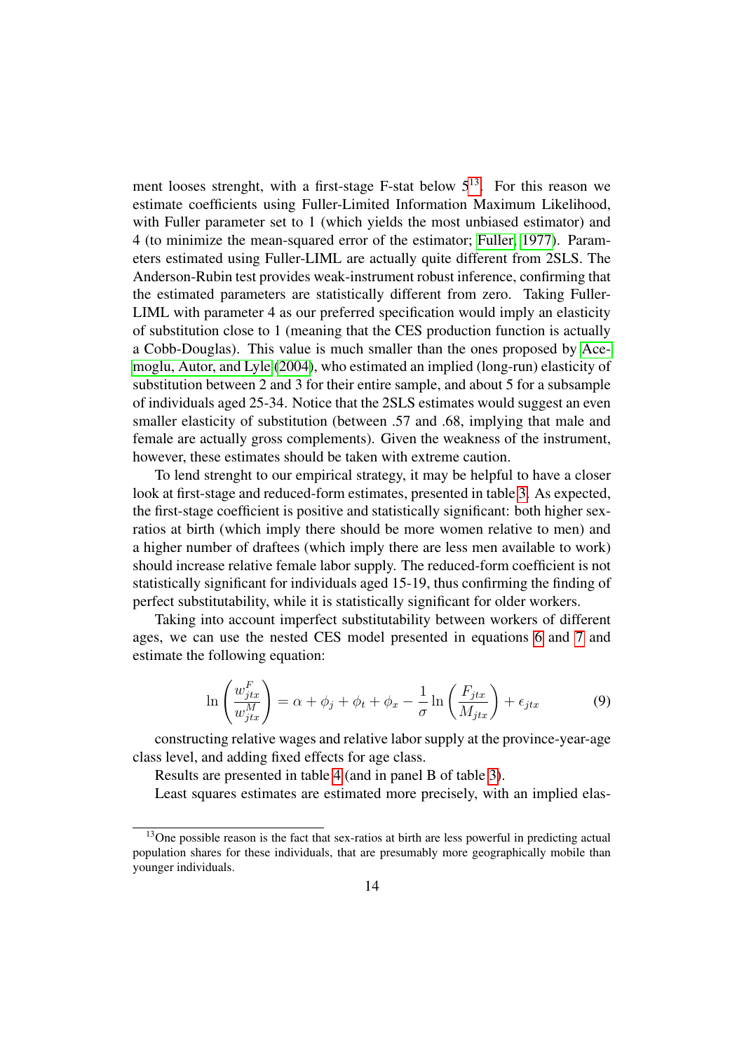ment looses strenght, with a first-stage F-stat below 5[13]. For this reason we estimate coefficients using Fuller-Limited Information Maximum Likelihood, with Fuller parameter set to 1 (which yields the most unbiased estimator) and 4 (to minimize the mean-squared error of the estimator; Fuller, 1977). Parameters estimated using Fuller-LIML are actually quite different from 2SLS. The Anderson-Rubin test provides weak-instrument robust inference, confirming that the estimated parameters are statistically different from zero. Taking Fuller-LIML with parameter 4 as our preferred specification would imply an elasticity of substitution close to 1 (meaning that the CES production function is actually a Cobb-Douglas). This value is much smaller than the ones proposed by Acemoglu, Autor, and Lyle (2004), who estimated an implied (long-run) elasticity of substitution between 2 and 3 for their entire sample, and about 5 for a subsample of individuals aged 25-34. Notice that the 2SLS estimates would suggest an even smaller elasticity of substitution (between .57 and .68, implying that male and female are actually gross complements). Given the weakness of the instrument, however, these estimates should be taken with extreme caution.

To lend strenght to our empirical strategy, it may be helpful to have a closer look at first-stage and reduced-form estimates, presented in table 3. As expected, the first-stage coefficient is positive and statistically significant: both higher sex-ratios at birth (which imply there should be more women relative to men) and a higher number of draftees (which imply there are less men available to work) should increase relative female labor supply. The reduced-form coefficient is not statistically significant for individuals aged 15-19, thus confirming the finding of perfect substitutability, while it is statistically significant for older workers.

Taking into account imperfect substitutability between workers of different ages, we can use the nested CES model presented in equations 6 and 7 and estimate the following equation:

$$\ln\left(\frac{w^F_{jtx}}{w^M_{jtx}}\right) = \alpha + \phi_j + \phi_t + \phi_x - \frac{1}{\sigma}\ln\left(\frac{F_{jtx}}{M_{jtx}}\right) + \epsilon_{jtx} \qquad (9)$$

constructing relative wages and relative labor supply at the province-year-age class level, and adding fixed effects for age class.

Results are presented in table 4 (and in panel B of table 3).

Least squares estimates are estimated more precisely, with an implied elas-

[13] One possible reason is the fact that sex-ratios at birth are less powerful in predicting actual population shares for these individuals, that are presumably more geographically mobile than younger individuals.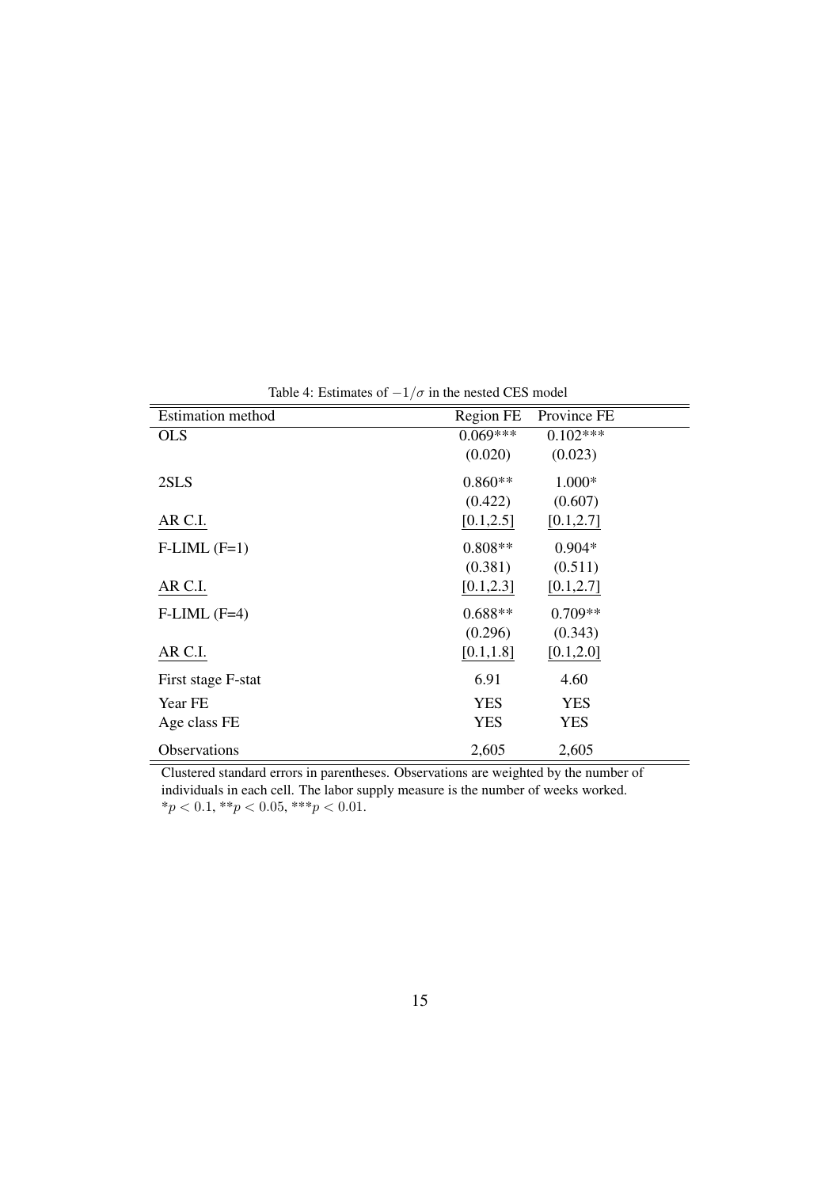Table 4: Estimates of $-1/\sigma$ in the nested CES model

| Estimation method | Region FE | Province FE |
|---|---|---|
| OLS | 0.069*** | 0.102*** |
| | (0.020) | (0.023) |
| 2SLS | 0.860** | 1.000* |
| | (0.422) | (0.607) |
| AR C.I. | [0.1,2.5] | [0.1,2.7] |
| F-LIML (F=1) | 0.808** | 0.904* |
| | (0.381) | (0.511) |
| AR C.I. | [0.1,2.3] | [0.1,2.7] |
| F-LIML (F=4) | 0.688** | 0.709** |
| | (0.296) | (0.343) |
| AR C.I. | [0.1,1.8] | [0.1,2.0] |
| First stage F-stat | 6.91 | 4.60 |
| Year FE | YES | YES |
| Age class FE | YES | YES |
| Observations | 2,605 | 2,605 |

Clustered standard errors in parentheses. Observations are weighted by the number of individuals in each cell. The labor supply measure is the number of weeks worked.
*$p < 0.1$, **$p < 0.05$, ***$p < 0.01$.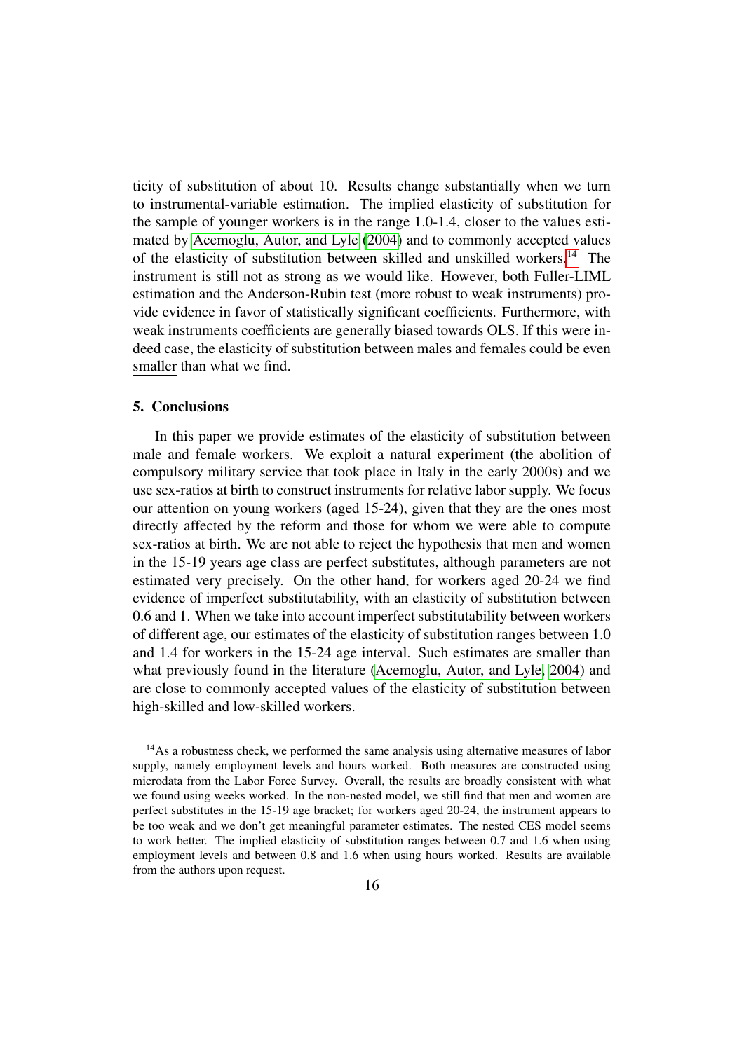ticity of substitution of about 10. Results change substantially when we turn to instrumental-variable estimation. The implied elasticity of substitution for the sample of younger workers is in the range 1.0-1.4, closer to the values estimated by Acemoglu, Autor, and Lyle (2004) and to commonly accepted values of the elasticity of substitution between skilled and unskilled workers.[14] The instrument is still not as strong as we would like. However, both Fuller-LIML estimation and the Anderson-Rubin test (more robust to weak instruments) provide evidence in favor of statistically significant coefficients. Furthermore, with weak instruments coefficients are generally biased towards OLS. If this were indeed case, the elasticity of substitution between males and females could be even smaller than what we find.

## 5. Conclusions

In this paper we provide estimates of the elasticity of substitution between male and female workers. We exploit a natural experiment (the abolition of compulsory military service that took place in Italy in the early 2000s) and we use sex-ratios at birth to construct instruments for relative labor supply. We focus our attention on young workers (aged 15-24), given that they are the ones most directly affected by the reform and those for whom we were able to compute sex-ratios at birth. We are not able to reject the hypothesis that men and women in the 15-19 years age class are perfect substitutes, although parameters are not estimated very precisely. On the other hand, for workers aged 20-24 we find evidence of imperfect substitutability, with an elasticity of substitution between 0.6 and 1. When we take into account imperfect substitutability between workers of different age, our estimates of the elasticity of substitution ranges between 1.0 and 1.4 for workers in the 15-24 age interval. Such estimates are smaller than what previously found in the literature (Acemoglu, Autor, and Lyle, 2004) and are close to commonly accepted values of the elasticity of substitution between high-skilled and low-skilled workers.

[14] As a robustness check, we performed the same analysis using alternative measures of labor supply, namely employment levels and hours worked. Both measures are constructed using microdata from the Labor Force Survey. Overall, the results are broadly consistent with what we found using weeks worked. In the non-nested model, we still find that men and women are perfect substitutes in the 15-19 age bracket; for workers aged 20-24, the instrument appears to be too weak and we don't get meaningful parameter estimates. The nested CES model seems to work better. The implied elasticity of substitution ranges between 0.7 and 1.6 when using employment levels and between 0.8 and 1.6 when using hours worked. Results are available from the authors upon request.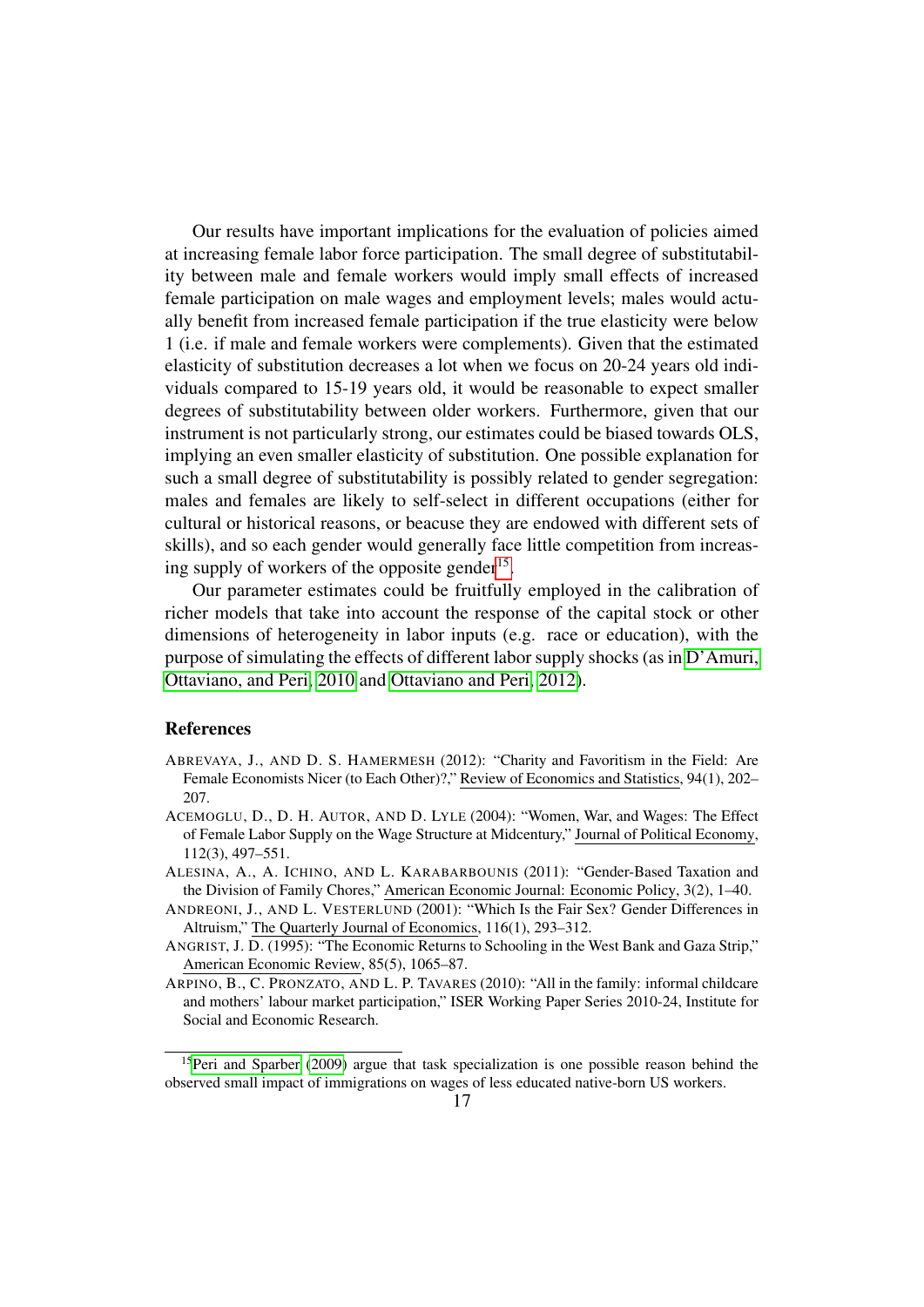Our results have important implications for the evaluation of policies aimed at increasing female labor force participation. The small degree of substitutability between male and female workers would imply small effects of increased female participation on male wages and employment levels; males would actually benefit from increased female participation if the true elasticity were below 1 (i.e. if male and female workers were complements). Given that the estimated elasticity of substitution decreases a lot when we focus on 20-24 years old individuals compared to 15-19 years old, it would be reasonable to expect smaller degrees of substitutability between older workers. Furthermore, given that our instrument is not particularly strong, our estimates could be biased towards OLS, implying an even smaller elasticity of substitution. One possible explanation for such a small degree of substitutability is possibly related to gender segregation: males and females are likely to self-select in different occupations (either for cultural or historical reasons, or beacuse they are endowed with different sets of skills), and so each gender would generally face little competition from increasing supply of workers of the opposite gender[15].

Our parameter estimates could be fruitfully employed in the calibration of richer models that take into account the response of the capital stock or other dimensions of heterogeneity in labor inputs (e.g. race or education), with the purpose of simulating the effects of different labor supply shocks (as in D'Amuri, Ottaviano, and Peri, 2010 and Ottaviano and Peri, 2012).

## References

ABREVAYA, J., AND D. S. HAMERMESH (2012): "Charity and Favoritism in the Field: Are Female Economists Nicer (to Each Other)?," Review of Economics and Statistics, 94(1), 202–207.

ACEMOGLU, D., D. H. AUTOR, AND D. LYLE (2004): "Women, War, and Wages: The Effect of Female Labor Supply on the Wage Structure at Midcentury," Journal of Political Economy, 112(3), 497–551.

ALESINA, A., A. ICHINO, AND L. KARABARBOUNIS (2011): "Gender-Based Taxation and the Division of Family Chores," American Economic Journal: Economic Policy, 3(2), 1–40.

ANDREONI, J., AND L. VESTERLUND (2001): "Which Is the Fair Sex? Gender Differences in Altruism," The Quarterly Journal of Economics, 116(1), 293–312.

ANGRIST, J. D. (1995): "The Economic Returns to Schooling in the West Bank and Gaza Strip," American Economic Review, 85(5), 1065–87.

ARPINO, B., C. PRONZATO, AND L. P. TAVARES (2010): "All in the family: informal childcare and mothers' labour market participation," ISER Working Paper Series 2010-24, Institute for Social and Economic Research.

[15] Peri and Sparber (2009) argue that task specialization is one possible reason behind the observed small impact of immigrations on wages of less educated native-born US workers.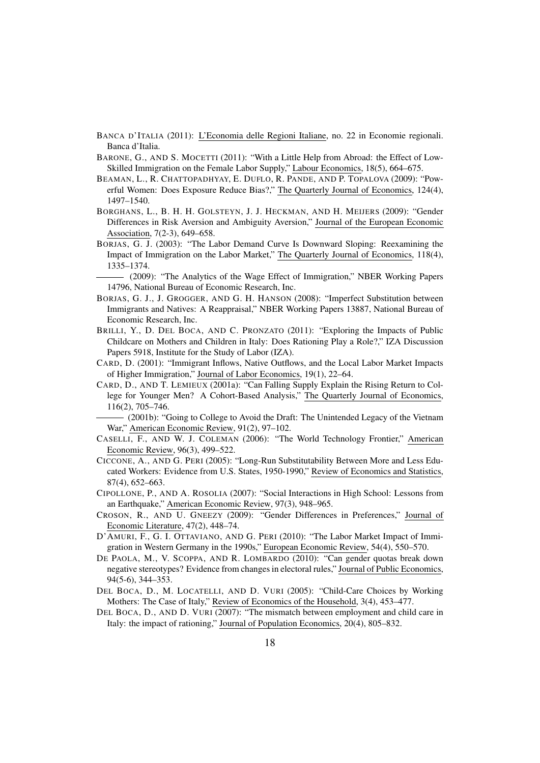BANCA D'ITALIA (2011): L'Economia delle Regioni Italiane, no. 22 in Economie regionali. Banca d'Italia.

BARONE, G., AND S. MOCETTI (2011): "With a Little Help from Abroad: the Effect of Low-Skilled Immigration on the Female Labor Supply," Labour Economics, 18(5), 664–675.

BEAMAN, L., R. CHATTOPADHYAY, E. DUFLO, R. PANDE, AND P. TOPALOVA (2009): "Powerful Women: Does Exposure Reduce Bias?," The Quarterly Journal of Economics, 124(4), 1497–1540.

BORGHANS, L., B. H. H. GOLSTEYN, J. J. HECKMAN, AND H. MEIJERS (2009): "Gender Differences in Risk Aversion and Ambiguity Aversion," Journal of the European Economic Association, 7(2-3), 649–658.

BORJAS, G. J. (2003): "The Labor Demand Curve Is Downward Sloping: Reexamining the Impact of Immigration on the Labor Market," The Quarterly Journal of Economics, 118(4), 1335–1374.

——— (2009): "The Analytics of the Wage Effect of Immigration," NBER Working Papers 14796, National Bureau of Economic Research, Inc.

BORJAS, G. J., J. GROGGER, AND G. H. HANSON (2008): "Imperfect Substitution between Immigrants and Natives: A Reappraisal," NBER Working Papers 13887, National Bureau of Economic Research, Inc.

BRILLI, Y., D. DEL BOCA, AND C. PRONZATO (2011): "Exploring the Impacts of Public Childcare on Mothers and Children in Italy: Does Rationing Play a Role?," IZA Discussion Papers 5918, Institute for the Study of Labor (IZA).

CARD, D. (2001): "Immigrant Inflows, Native Outflows, and the Local Labor Market Impacts of Higher Immigration," Journal of Labor Economics, 19(1), 22–64.

CARD, D., AND T. LEMIEUX (2001a): "Can Falling Supply Explain the Rising Return to College for Younger Men? A Cohort-Based Analysis," The Quarterly Journal of Economics, 116(2), 705–746.

——— (2001b): "Going to College to Avoid the Draft: The Unintended Legacy of the Vietnam War," American Economic Review, 91(2), 97–102.

CASELLI, F., AND W. J. COLEMAN (2006): "The World Technology Frontier," American Economic Review, 96(3), 499–522.

CICCONE, A., AND G. PERI (2005): "Long-Run Substitutability Between More and Less Educated Workers: Evidence from U.S. States, 1950-1990," Review of Economics and Statistics, 87(4), 652–663.

CIPOLLONE, P., AND A. ROSOLIA (2007): "Social Interactions in High School: Lessons from an Earthquake," American Economic Review, 97(3), 948–965.

CROSON, R., AND U. GNEEZY (2009): "Gender Differences in Preferences," Journal of Economic Literature, 47(2), 448–74.

D'AMURI, F., G. I. OTTAVIANO, AND G. PERI (2010): "The Labor Market Impact of Immigration in Western Germany in the 1990s," European Economic Review, 54(4), 550–570.

DE PAOLA, M., V. SCOPPA, AND R. LOMBARDO (2010): "Can gender quotas break down negative stereotypes? Evidence from changes in electoral rules," Journal of Public Economics, 94(5-6), 344–353.

DEL BOCA, D., M. LOCATELLI, AND D. VURI (2005): "Child-Care Choices by Working Mothers: The Case of Italy," Review of Economics of the Household, 3(4), 453–477.

DEL BOCA, D., AND D. VURI (2007): "The mismatch between employment and child care in Italy: the impact of rationing," Journal of Population Economics, 20(4), 805–832.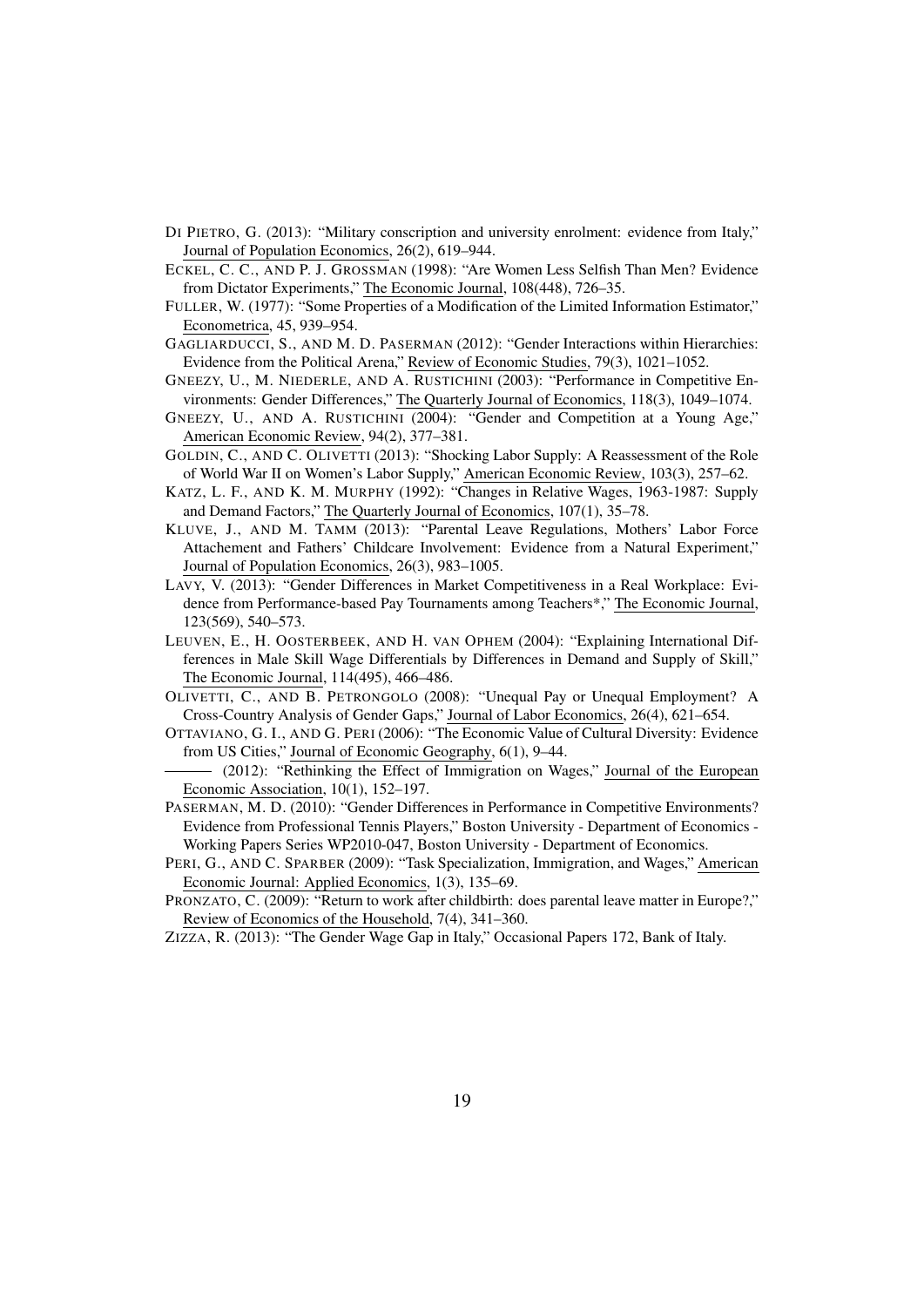DI PIETRO, G. (2013): "Military conscription and university enrolment: evidence from Italy," Journal of Population Economics, 26(2), 619–944.

ECKEL, C. C., AND P. J. GROSSMAN (1998): "Are Women Less Selfish Than Men? Evidence from Dictator Experiments," The Economic Journal, 108(448), 726–35.

FULLER, W. (1977): "Some Properties of a Modification of the Limited Information Estimator," Econometrica, 45, 939–954.

GAGLIARDUCCI, S., AND M. D. PASERMAN (2012): "Gender Interactions within Hierarchies: Evidence from the Political Arena," Review of Economic Studies, 79(3), 1021–1052.

GNEEZY, U., M. NIEDERLE, AND A. RUSTICHINI (2003): "Performance in Competitive Environments: Gender Differences," The Quarterly Journal of Economics, 118(3), 1049–1074.

GNEEZY, U., AND A. RUSTICHINI (2004): "Gender and Competition at a Young Age," American Economic Review, 94(2), 377–381.

GOLDIN, C., AND C. OLIVETTI (2013): "Shocking Labor Supply: A Reassessment of the Role of World War II on Women's Labor Supply," American Economic Review, 103(3), 257–62.

KATZ, L. F., AND K. M. MURPHY (1992): "Changes in Relative Wages, 1963-1987: Supply and Demand Factors," The Quarterly Journal of Economics, 107(1), 35–78.

KLUVE, J., AND M. TAMM (2013): "Parental Leave Regulations, Mothers' Labor Force Attachement and Fathers' Childcare Involvement: Evidence from a Natural Experiment," Journal of Population Economics, 26(3), 983–1005.

LAVY, V. (2013): "Gender Differences in Market Competitiveness in a Real Workplace: Evidence from Performance-based Pay Tournaments among Teachers*," The Economic Journal, 123(569), 540–573.

LEUVEN, E., H. OOSTERBEEK, AND H. VAN OPHEM (2004): "Explaining International Differences in Male Skill Wage Differentials by Differences in Demand and Supply of Skill," The Economic Journal, 114(495), 466–486.

OLIVETTI, C., AND B. PETRONGOLO (2008): "Unequal Pay or Unequal Employment? A Cross-Country Analysis of Gender Gaps," Journal of Labor Economics, 26(4), 621–654.

OTTAVIANO, G. I., AND G. PERI (2006): "The Economic Value of Cultural Diversity: Evidence from US Cities," Journal of Economic Geography, 6(1), 9–44.

——— (2012): "Rethinking the Effect of Immigration on Wages," Journal of the European Economic Association, 10(1), 152–197.

PASERMAN, M. D. (2010): "Gender Differences in Performance in Competitive Environments? Evidence from Professional Tennis Players," Boston University - Department of Economics - Working Papers Series WP2010-047, Boston University - Department of Economics.

PERI, G., AND C. SPARBER (2009): "Task Specialization, Immigration, and Wages," American Economic Journal: Applied Economics, 1(3), 135–69.

PRONZATO, C. (2009): "Return to work after childbirth: does parental leave matter in Europe?," Review of Economics of the Household, 7(4), 341–360.

ZIZZA, R. (2013): "The Gender Wage Gap in Italy," Occasional Papers 172, Bank of Italy.